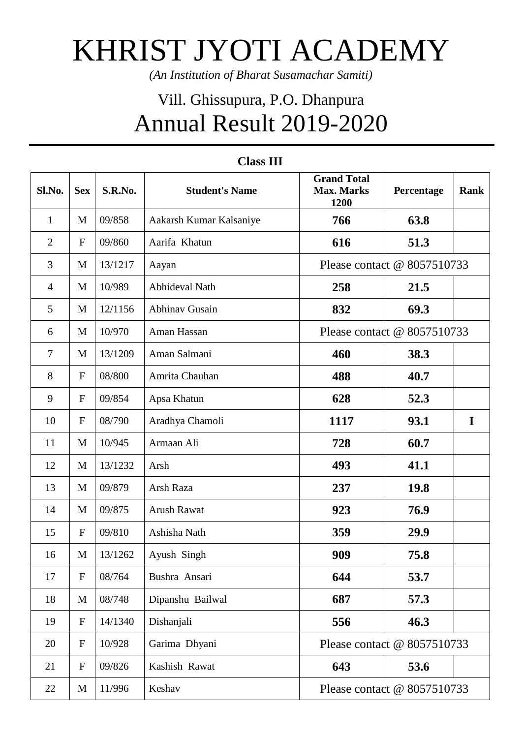# KHRIST JYOTI ACADEMY

*(An Institution of Bharat Susamachar Samiti)*

## Vill. Ghissupura, P.O. Dhanpura

## Annual Result 2019-2020

**Class III**

| Sl.No. | Sex | S.R.No. | Student's Name | Grand Total Max. Marks 1200 | Percentage | Rank |
|---|---|---|---|---|---|---|
| 1 | M | 09/858 | Aakarsh Kumar Kalsaniye | **766** | **63.8** | |
| 2 | F | 09/860 | Aarifa Khatun | **616** | **51.3** | |
| 3 | M | 13/1217 | Aayan | Please contact @ 8057510733 | | |
| 4 | M | 10/989 | Abhideval Nath | **258** | **21.5** | |
| 5 | M | 12/1156 | Abhinav Gusain | **832** | **69.3** | |
| 6 | M | 10/970 | Aman Hassan | Please contact @ 8057510733 | | |
| 7 | M | 13/1209 | Aman Salmani | **460** | **38.3** | |
| 8 | F | 08/800 | Amrita Chauhan | **488** | **40.7** | |
| 9 | F | 09/854 | Apsa Khatun | **628** | **52.3** | |
| 10 | F | 08/790 | Aradhya Chamoli | **1117** | **93.1** | **I** |
| 11 | M | 10/945 | Armaan Ali | **728** | **60.7** | |
| 12 | M | 13/1232 | Arsh | **493** | **41.1** | |
| 13 | M | 09/879 | Arsh Raza | **237** | **19.8** | |
| 14 | M | 09/875 | Arush Rawat | **923** | **76.9** | |
| 15 | F | 09/810 | Ashisha Nath | **359** | **29.9** | |
| 16 | M | 13/1262 | Ayush Singh | **909** | **75.8** | |
| 17 | F | 08/764 | Bushra Ansari | **644** | **53.7** | |
| 18 | M | 08/748 | Dipanshu Bailwal | **687** | **57.3** | |
| 19 | F | 14/1340 | Dishanjali | **556** | **46.3** | |
| 20 | F | 10/928 | Garima Dhyani | Please contact @ 8057510733 | | |
| 21 | F | 09/826 | Kashish Rawat | **643** | **53.6** | |
| 22 | M | 11/996 | Keshav | Please contact @ 8057510733 | | |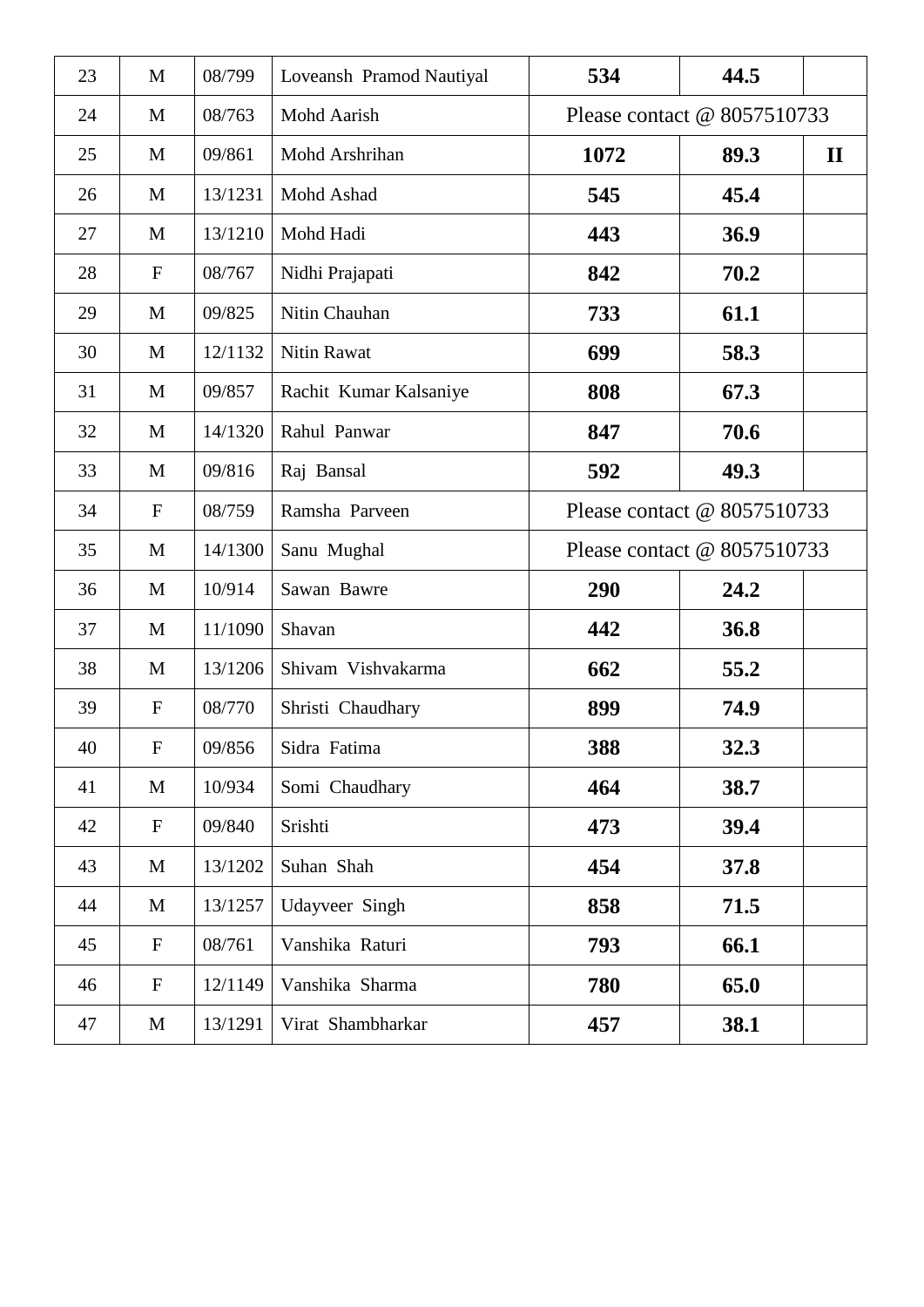| | | | | | | |
|---|---|---|---|---|---|---|
| 23 | M | 08/799 | Loveansh Pramod Nautiyal | **534** | **44.5** | |
| 24 | M | 08/763 | Mohd Aarish | Please contact @ 8057510733 | | |
| 25 | M | 09/861 | Mohd Arshrihan | **1072** | **89.3** | **II** |
| 26 | M | 13/1231 | Mohd Ashad | **545** | **45.4** | |
| 27 | M | 13/1210 | Mohd Hadi | **443** | **36.9** | |
| 28 | F | 08/767 | Nidhi Prajapati | **842** | **70.2** | |
| 29 | M | 09/825 | Nitin Chauhan | **733** | **61.1** | |
| 30 | M | 12/1132 | Nitin Rawat | **699** | **58.3** | |
| 31 | M | 09/857 | Rachit Kumar Kalsaniye | **808** | **67.3** | |
| 32 | M | 14/1320 | Rahul Panwar | **847** | **70.6** | |
| 33 | M | 09/816 | Raj Bansal | **592** | **49.3** | |
| 34 | F | 08/759 | Ramsha Parveen | Please contact @ 8057510733 | | |
| 35 | M | 14/1300 | Sanu Mughal | Please contact @ 8057510733 | | |
| 36 | M | 10/914 | Sawan Bawre | **290** | **24.2** | |
| 37 | M | 11/1090 | Shavan | **442** | **36.8** | |
| 38 | M | 13/1206 | Shivam Vishvakarma | **662** | **55.2** | |
| 39 | F | 08/770 | Shristi Chaudhary | **899** | **74.9** | |
| 40 | F | 09/856 | Sidra Fatima | **388** | **32.3** | |
| 41 | M | 10/934 | Somi Chaudhary | **464** | **38.7** | |
| 42 | F | 09/840 | Srishti | **473** | **39.4** | |
| 43 | M | 13/1202 | Suhan Shah | **454** | **37.8** | |
| 44 | M | 13/1257 | Udayveer Singh | **858** | **71.5** | |
| 45 | F | 08/761 | Vanshika Raturi | **793** | **66.1** | |
| 46 | F | 12/1149 | Vanshika Sharma | **780** | **65.0** | |
| 47 | M | 13/1291 | Virat Shambharkar | **457** | **38.1** | |